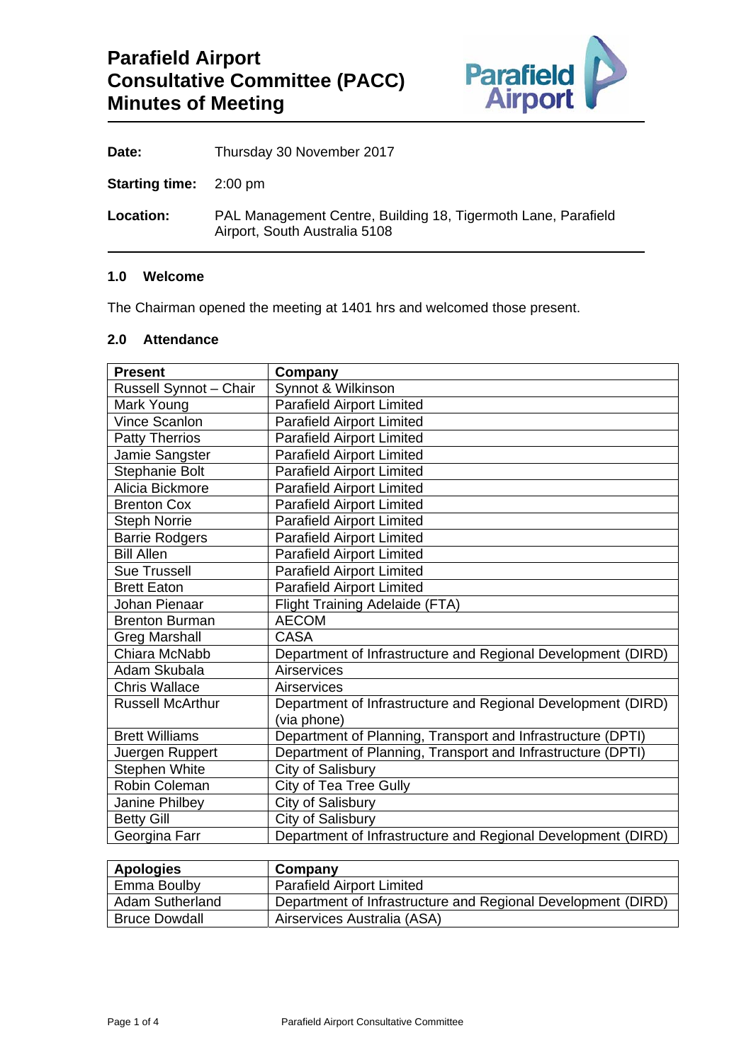# Parafield Airport Consultative Committee (PACC) Minutes of Meeting

**Date:** Thursday 30 November 2017

**Starting time:** 2:00 pm

**Location:** PAL Management Centre, Building 18, Tigermoth Lane, Parafield Airport, South Australia 5108

### 1.0 Welcome

The Chairman opened the meeting at 1401 hrs and welcomed those present.

### 2.0 Attendance

| Present | Company |
|---|---|
| Russell Synnot – Chair | Synnot & Wilkinson |
| Mark Young | Parafield Airport Limited |
| Vince Scanlon | Parafield Airport Limited |
| Patty Therrios | Parafield Airport Limited |
| Jamie Sangster | Parafield Airport Limited |
| Stephanie Bolt | Parafield Airport Limited |
| Alicia Bickmore | Parafield Airport Limited |
| Brenton Cox | Parafield Airport Limited |
| Steph Norrie | Parafield Airport Limited |
| Barrie Rodgers | Parafield Airport Limited |
| Bill Allen | Parafield Airport Limited |
| Sue Trussell | Parafield Airport Limited |
| Brett Eaton | Parafield Airport Limited |
| Johan Pienaar | Flight Training Adelaide (FTA) |
| Brenton Burman | AECOM |
| Greg Marshall | CASA |
| Chiara McNabb | Department of Infrastructure and Regional Development (DIRD) |
| Adam Skubala | Airservices |
| Chris Wallace | Airservices |
| Russell McArthur | Department of Infrastructure and Regional Development (DIRD) (via phone) |
| Brett Williams | Department of Planning, Transport and Infrastructure (DPTI) |
| Juergen Ruppert | Department of Planning, Transport and Infrastructure (DPTI) |
| Stephen White | City of Salisbury |
| Robin Coleman | City of Tea Tree Gully |
| Janine Philbey | City of Salisbury |
| Betty Gill | City of Salisbury |
| Georgina Farr | Department of Infrastructure and Regional Development (DIRD) |

| Apologies | Company |
|---|---|
| Emma Boulby | Parafield Airport Limited |
| Adam Sutherland | Department of Infrastructure and Regional Development (DIRD) |
| Bruce Dowdall | Airservices Australia (ASA) |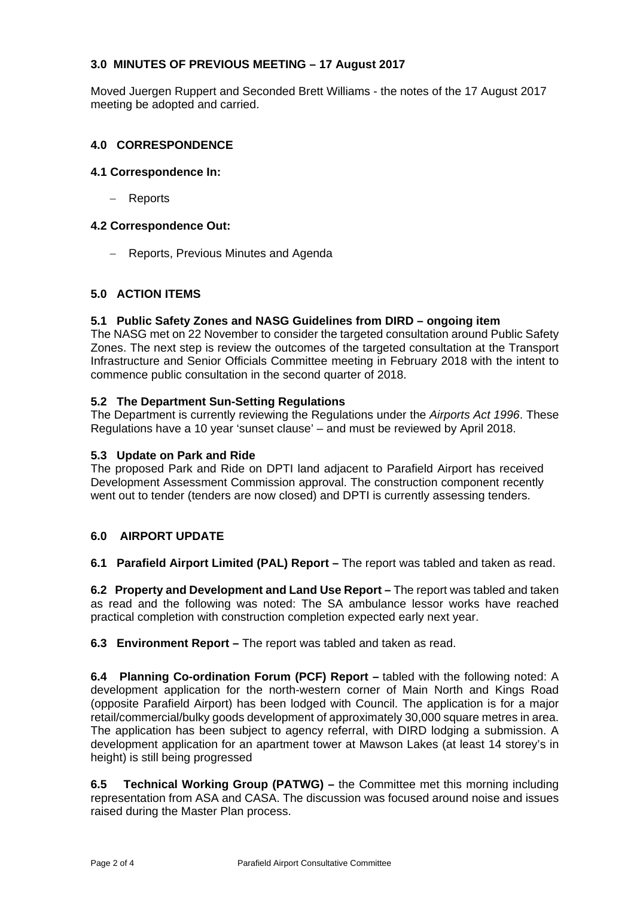## 3.0 MINUTES OF PREVIOUS MEETING – 17 August 2017

Moved Juergen Ruppert and Seconded Brett Williams - the notes of the 17 August 2017 meeting be adopted and carried.

## 4.0 CORRESPONDENCE

### 4.1 Correspondence In:

- Reports

### 4.2 Correspondence Out:

- Reports, Previous Minutes and Agenda

## 5.0 ACTION ITEMS

### 5.1 Public Safety Zones and NASG Guidelines from DIRD – ongoing item

The NASG met on 22 November to consider the targeted consultation around Public Safety Zones. The next step is review the outcomes of the targeted consultation at the Transport Infrastructure and Senior Officials Committee meeting in February 2018 with the intent to commence public consultation in the second quarter of 2018.

### 5.2 The Department Sun-Setting Regulations

The Department is currently reviewing the Regulations under the *Airports Act 1996*. These Regulations have a 10 year 'sunset clause' – and must be reviewed by April 2018.

### 5.3 Update on Park and Ride

The proposed Park and Ride on DPTI land adjacent to Parafield Airport has received Development Assessment Commission approval. The construction component recently went out to tender (tenders are now closed) and DPTI is currently assessing tenders.

## 6.0 AIRPORT UPDATE

**6.1 Parafield Airport Limited (PAL) Report –** The report was tabled and taken as read.

**6.2 Property and Development and Land Use Report –** The report was tabled and taken as read and the following was noted: The SA ambulance lessor works have reached practical completion with construction completion expected early next year.

**6.3 Environment Report –** The report was tabled and taken as read.

**6.4 Planning Co-ordination Forum (PCF) Report –** tabled with the following noted: A development application for the north-western corner of Main North and Kings Road (opposite Parafield Airport) has been lodged with Council. The application is for a major retail/commercial/bulky goods development of approximately 30,000 square metres in area. The application has been subject to agency referral, with DIRD lodging a submission. A development application for an apartment tower at Mawson Lakes (at least 14 storey's in height) is still being progressed

**6.5 Technical Working Group (PATWG) –** the Committee met this morning including representation from ASA and CASA. The discussion was focused around noise and issues raised during the Master Plan process.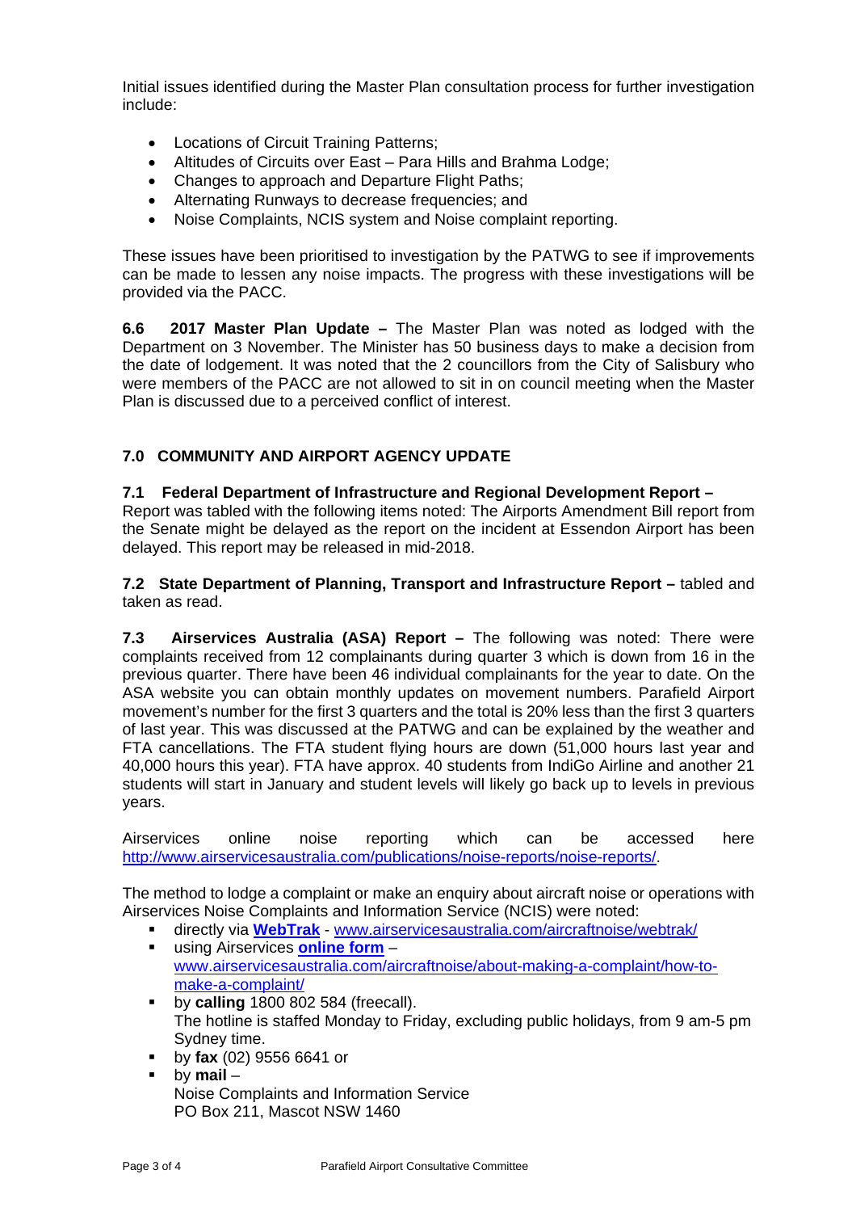Initial issues identified during the Master Plan consultation process for further investigation include:

- Locations of Circuit Training Patterns;
- Altitudes of Circuits over East – Para Hills and Brahma Lodge;
- Changes to approach and Departure Flight Paths;
- Alternating Runways to decrease frequencies; and
- Noise Complaints, NCIS system and Noise complaint reporting.

These issues have been prioritised to investigation by the PATWG to see if improvements can be made to lessen any noise impacts. The progress with these investigations will be provided via the PACC.

**6.6 2017 Master Plan Update –** The Master Plan was noted as lodged with the Department on 3 November. The Minister has 50 business days to make a decision from the date of lodgement. It was noted that the 2 councillors from the City of Salisbury who were members of the PACC are not allowed to sit in on council meeting when the Master Plan is discussed due to a perceived conflict of interest.

## 7.0 COMMUNITY AND AIRPORT AGENCY UPDATE

**7.1 Federal Department of Infrastructure and Regional Development Report –** Report was tabled with the following items noted: The Airports Amendment Bill report from the Senate might be delayed as the report on the incident at Essendon Airport has been delayed. This report may be released in mid-2018.

**7.2 State Department of Planning, Transport and Infrastructure Report –** tabled and taken as read.

**7.3 Airservices Australia (ASA) Report –** The following was noted: There were complaints received from 12 complainants during quarter 3 which is down from 16 in the previous quarter. There have been 46 individual complainants for the year to date. On the ASA website you can obtain monthly updates on movement numbers. Parafield Airport movement's number for the first 3 quarters and the total is 20% less than the first 3 quarters of last year. This was discussed at the PATWG and can be explained by the weather and FTA cancellations. The FTA student flying hours are down (51,000 hours last year and 40,000 hours this year). FTA have approx. 40 students from IndiGo Airline and another 21 students will start in January and student levels will likely go back up to levels in previous years.

Airservices online noise reporting which can be accessed here http://www.airservicesaustralia.com/publications/noise-reports/noise-reports/.

The method to lodge a complaint or make an enquiry about aircraft noise or operations with Airservices Noise Complaints and Information Service (NCIS) were noted:

- directly via **WebTrak** - www.airservicesaustralia.com/aircraftnoise/webtrak/
- using Airservices **online form** – www.airservicesaustralia.com/aircraftnoise/about-making-a-complaint/how-to-make-a-complaint/
- by **calling** 1800 802 584 (freecall).
  The hotline is staffed Monday to Friday, excluding public holidays, from 9 am-5 pm Sydney time.
- by **fax** (02) 9556 6641 or
- by **mail** –
  Noise Complaints and Information Service
  PO Box 211, Mascot NSW 1460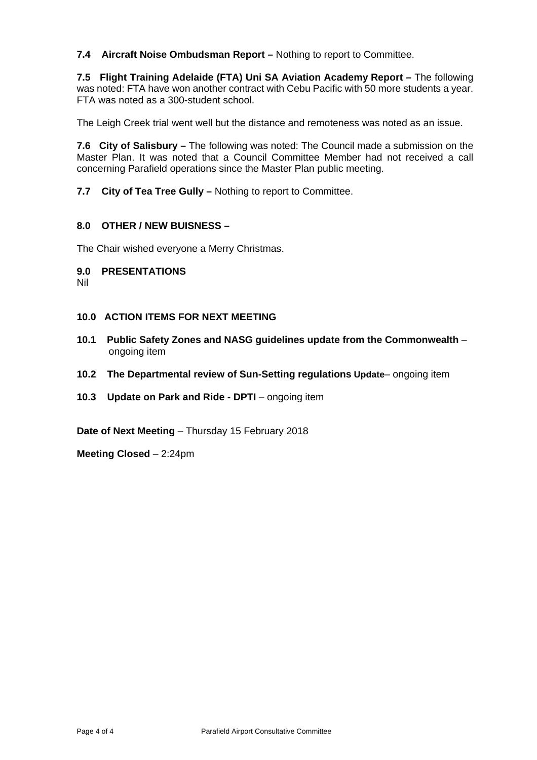**7.4 Aircraft Noise Ombudsman Report –** Nothing to report to Committee.

**7.5 Flight Training Adelaide (FTA) Uni SA Aviation Academy Report –** The following was noted: FTA have won another contract with Cebu Pacific with 50 more students a year. FTA was noted as a 300-student school.

The Leigh Creek trial went well but the distance and remoteness was noted as an issue.

**7.6 City of Salisbury –** The following was noted: The Council made a submission on the Master Plan. It was noted that a Council Committee Member had not received a call concerning Parafield operations since the Master Plan public meeting.

**7.7 City of Tea Tree Gully –** Nothing to report to Committee.

## 8.0 OTHER / NEW BUISNESS –

The Chair wished everyone a Merry Christmas.

## 9.0 PRESENTATIONS

Nil

## 10.0 ACTION ITEMS FOR NEXT MEETING

**10.1 Public Safety Zones and NASG guidelines update from the Commonwealth** – ongoing item

**10.2 The Departmental review of Sun-Setting regulations Update**– ongoing item

**10.3 Update on Park and Ride - DPTI** – ongoing item

**Date of Next Meeting** – Thursday 15 February 2018

**Meeting Closed** – 2:24pm